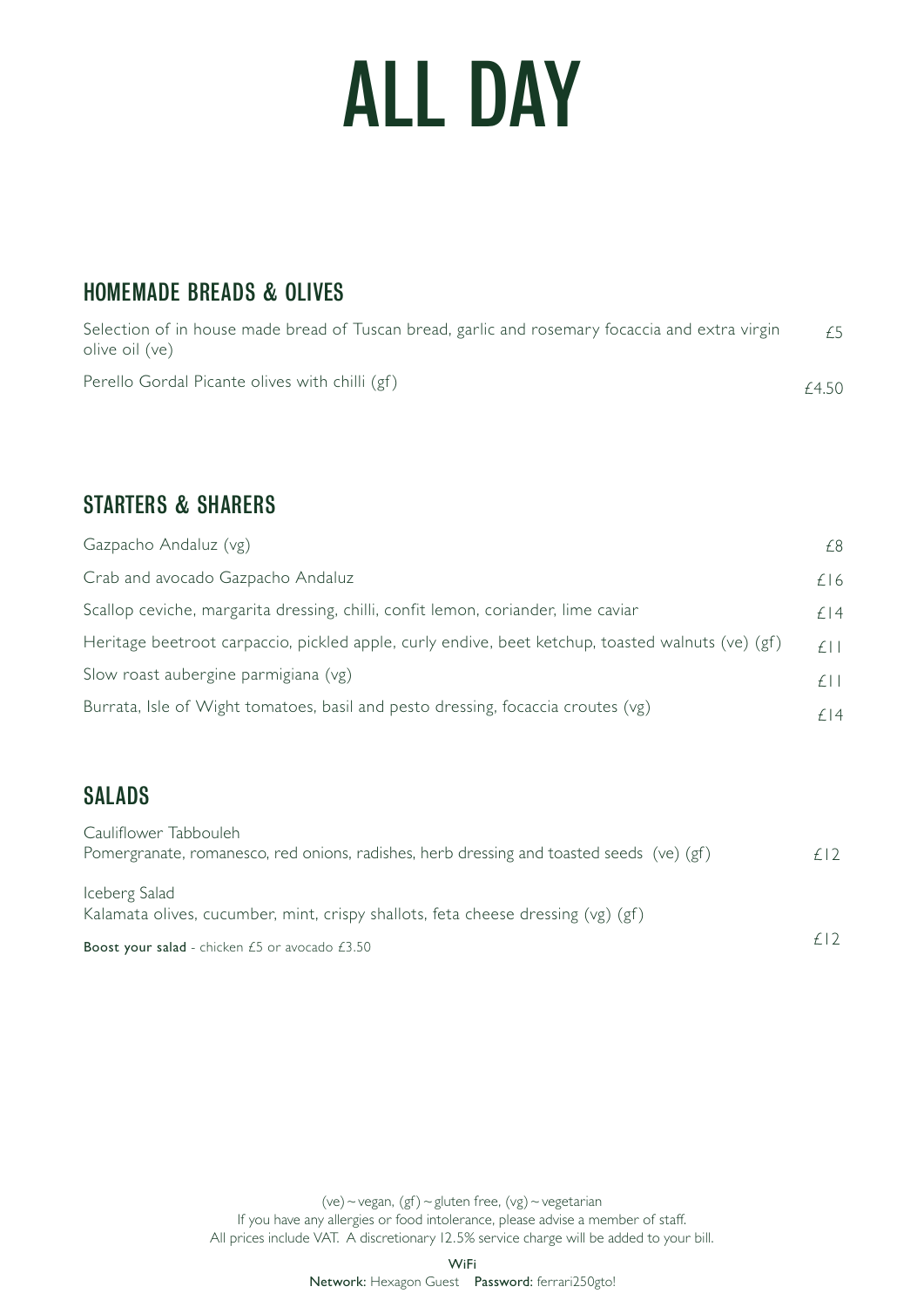# ALL DAY

## HOMEMADE BREADS & OLIVES

| Item | Price |
|---|---|
| Selection of in house made bread of Tuscan bread, garlic and rosemary focaccia and extra virgin olive oil (ve) | £5 |
| Perello Gordal Picante olives with chilli (gf) | £4.50 |

## STARTERS & SHARERS

| Item | Price |
|---|---|
| Gazpacho Andaluz (vg) | £8 |
| Crab and avocado Gazpacho Andaluz | £16 |
| Scallop ceviche, margarita dressing, chilli, confit lemon, coriander, lime caviar | £14 |
| Heritage beetroot carpaccio, pickled apple, curly endive, beet ketchup, toasted walnuts (ve) (gf) | £11 |
| Slow roast aubergine parmigiana (vg) | £11 |
| Burrata, Isle of Wight tomatoes, basil and pesto dressing, focaccia croutes (vg) | £14 |

## SALADS

| Item | Price |
|---|---|
| Cauliflower Tabbouleh<br>Pomergranate, romanesco, red onions, radishes, herb dressing and toasted seeds (ve) (gf) | £12 |
| Iceberg Salad<br>Kalamata olives, cucumber, mint, crispy shallots, feta cheese dressing (vg) (gf) | £12 |

**Boost your salad** - chicken £5 or avocado £3.50

(ve) ~ vegan, (gf) ~ gluten free, (vg) ~ vegetarian
If you have any allergies or food intolerance, please advise a member of staff.
All prices include VAT. A discretionary 12.5% service charge will be added to your bill.

**WiFi**
**Network:** Hexagon Guest **Password:** ferrari250gto!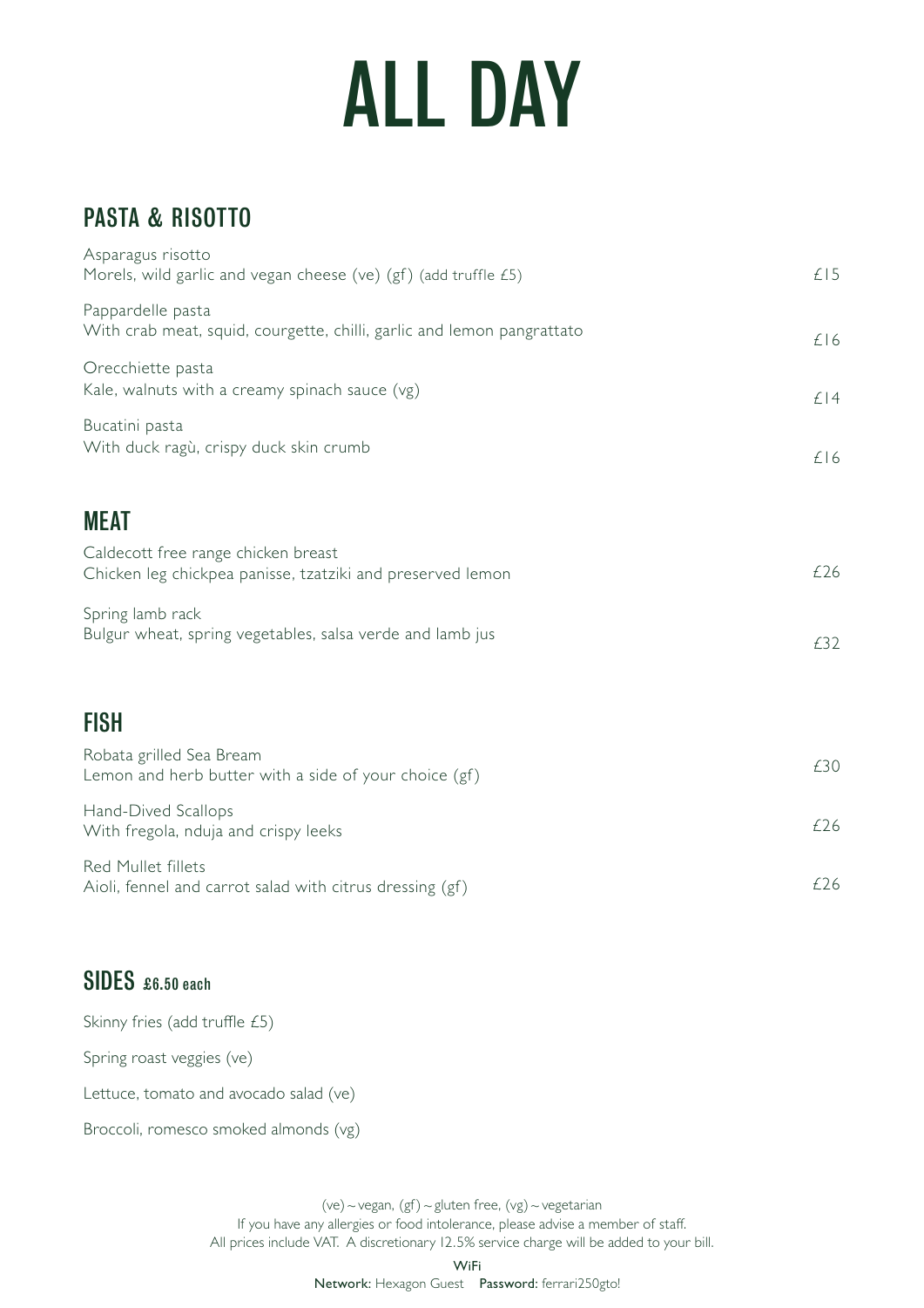# ALL DAY

## PASTA & RISOTTO

Asparagus risotto
Morels, wild garlic and vegan cheese (ve) (gf) (add truffle £5) — £15

Pappardelle pasta
With crab meat, squid, courgette, chilli, garlic and lemon pangrattato — £16

Orecchiette pasta
Kale, walnuts with a creamy spinach sauce (vg) — £14

Bucatini pasta
With duck ragù, crispy duck skin crumb — £16

## MEAT

Caldecott free range chicken breast
Chicken leg chickpea panisse, tzatziki and preserved lemon — £26

Spring lamb rack
Bulgur wheat, spring vegetables, salsa verde and lamb jus — £32

## FISH

Robata grilled Sea Bream
Lemon and herb butter with a side of your choice (gf) — £30

Hand-Dived Scallops
With fregola, nduja and crispy leeks — £26

Red Mullet fillets
Aioli, fennel and carrot salad with citrus dressing (gf) — £26

## SIDES £6.50 each

Skinny fries (add truffle £5)

Spring roast veggies (ve)

Lettuce, tomato and avocado salad (ve)

Broccoli, romesco smoked almonds (vg)

(ve) ~ vegan, (gf) ~ gluten free, (vg) ~ vegetarian
If you have any allergies or food intolerance, please advise a member of staff.
All prices include VAT. A discretionary 12.5% service charge will be added to your bill.

WiFi
**Network:** Hexagon Guest **Password:** ferrari250gto!